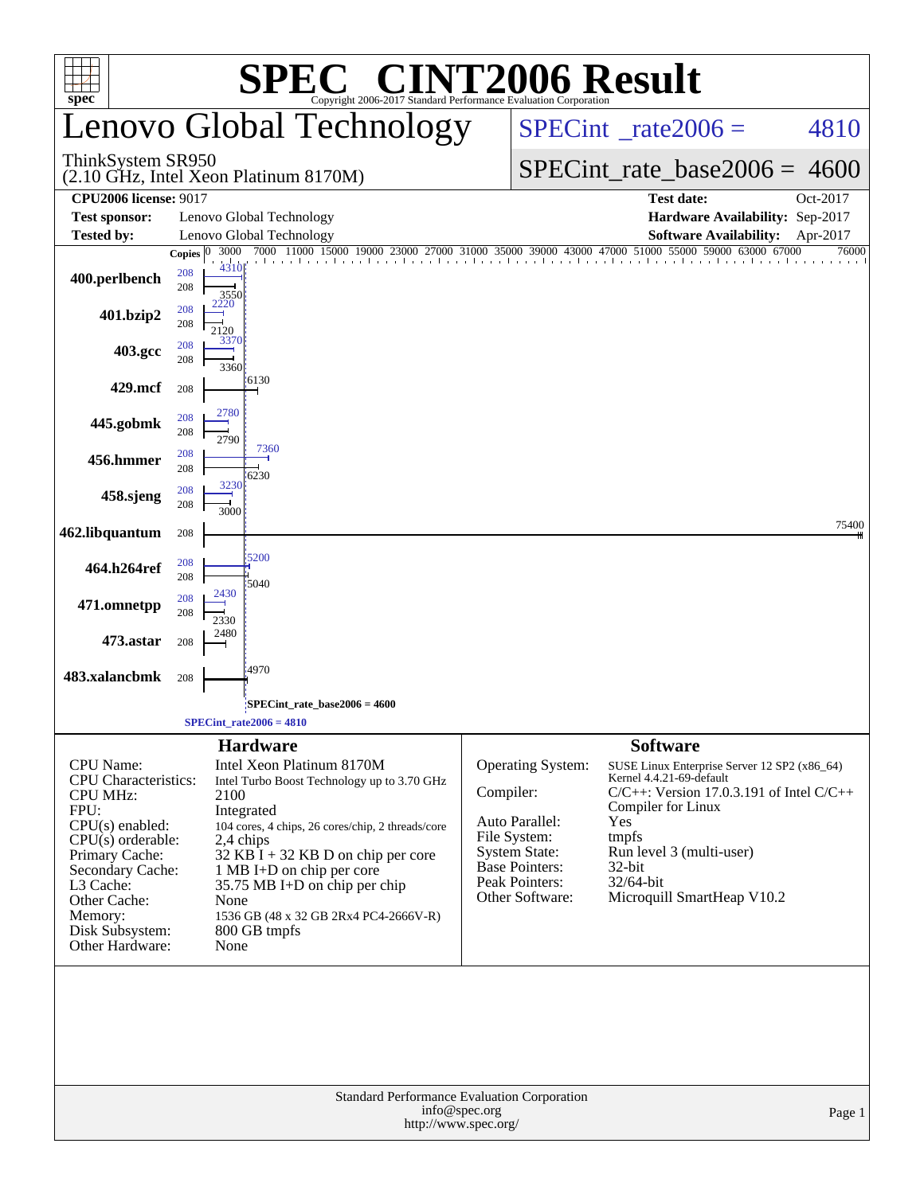# SPEC® CINT2006 Result

Copyright 2006-2017 Standard Performance Evaluation Corporation

## Lenovo Global Technology

ThinkSystem SR950
(2.10 GHz, Intel Xeon Platinum 8170M)

SPECint_rate2006 = 4810

SPECint_rate_base2006 = 4600

| | | | |
|---|---|---|---|
| **CPU2006 license:** 9017 | | **Test date:** | Oct-2017 |
| **Test sponsor:** | Lenovo Global Technology | **Hardware Availability:** | Sep-2017 |
| **Tested by:** | Lenovo Global Technology | **Software Availability:** | Apr-2017 |

| Benchmark | Copies (peak) | Copies (base) | Peak | Base |
|---|---|---|---|---|
| 400.perlbench | 208 | 208 | 4310 | 3550 |
| 401.bzip2 | 208 | 208 | 2220 | 2120 |
| 403.gcc | 208 | 208 | 3370 | 3360 |
| 429.mcf | | 208 | | 6130 |
| 445.gobmk | 208 | 208 | 2780 | 2790 |
| 456.hmmer | 208 | 208 | 7360 | 6230 |
| 458.sjeng | 208 | 208 | 3230 | 3000 |
| 462.libquantum | | 208 | | 75400 |
| 464.h264ref | 208 | 208 | 5200 | 5040 |
| 471.omnetpp | 208 | 208 | 2430 | 2330 |
| 473.astar | | 208 | | 2480 |
| 483.xalancbmk | | 208 | | 4970 |

SPECint_rate_base2006 = 4600

SPECint_rate2006 = 4810

## Hardware

| | |
|---|---|
| CPU Name: | Intel Xeon Platinum 8170M |
| CPU Characteristics: | Intel Turbo Boost Technology up to 3.70 GHz |
| CPU MHz: | 2100 |
| FPU: | Integrated |
| CPU(s) enabled: | 104 cores, 4 chips, 26 cores/chip, 2 threads/core |
| CPU(s) orderable: | 2,4 chips |
| Primary Cache: | 32 KB I + 32 KB D on chip per core |
| Secondary Cache: | 1 MB I+D on chip per core |
| L3 Cache: | 35.75 MB I+D on chip per chip |
| Other Cache: | None |
| Memory: | 1536 GB (48 x 32 GB 2Rx4 PC4-2666V-R) |
| Disk Subsystem: | 800 GB tmpfs |
| Other Hardware: | None |

## Software

| | |
|---|---|
| Operating System: | SUSE Linux Enterprise Server 12 SP2 (x86_64) Kernel 4.4.21-69-default |
| Compiler: | C/C++: Version 17.0.3.191 of Intel C/C++ Compiler for Linux |
| Auto Parallel: | Yes |
| File System: | tmpfs |
| System State: | Run level 3 (multi-user) |
| Base Pointers: | 32-bit |
| Peak Pointers: | 32/64-bit |
| Other Software: | Microquill SmartHeap V10.2 |

Standard Performance Evaluation Corporation
info@spec.org
http://www.spec.org/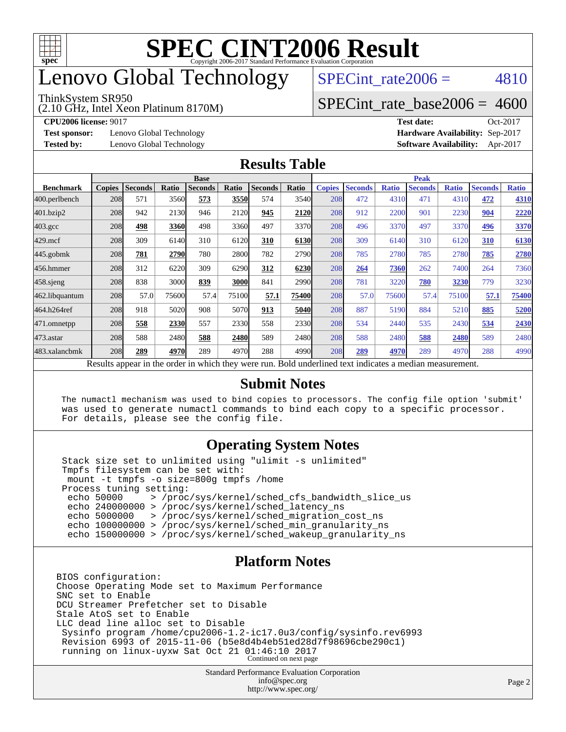# SPEC CINT2006 Result

Copyright 2006-2017 Standard Performance Evaluation Corporation

# Lenovo Global Technology

ThinkSystem SR950
(2.10 GHz, Intel Xeon Platinum 8170M)

SPECint_rate2006 = 4810

SPECint_rate_base2006 = 4600

**CPU2006 license:** 9017
**Test sponsor:** Lenovo Global Technology
**Tested by:** Lenovo Global Technology

**Test date:** Oct-2017
**Hardware Availability:** Sep-2017
**Software Availability:** Apr-2017

## Results Table

| Benchmark | Base | | | | | | | Peak | | | | | | |
|---|---|---|---|---|---|---|---|---|---|---|---|---|---|---|
| | Copies | Seconds | Ratio | Seconds | Ratio | Seconds | Ratio | Copies | Seconds | Ratio | Seconds | Ratio | Seconds | Ratio |
| 400.perlbench | 208 | 571 | 3560 | **573** | **3550** | 574 | 3540 | 208 | 472 | 4310 | 471 | 4310 | **472** | **4310** |
| 401.bzip2 | 208 | 942 | 2130 | 946 | 2120 | **945** | **2120** | 208 | 912 | 2200 | 901 | 2230 | **904** | **2220** |
| 403.gcc | 208 | **498** | **3360** | 498 | 3360 | 497 | 3370 | 208 | 496 | 3370 | 497 | 3370 | **496** | **3370** |
| 429.mcf | 208 | 309 | 6140 | 310 | 6120 | **310** | **6130** | 208 | 309 | 6140 | 310 | 6120 | **310** | **6130** |
| 445.gobmk | 208 | **781** | **2790** | 780 | 2800 | 782 | 2790 | 208 | 785 | 2780 | 785 | 2780 | **785** | **2780** |
| 456.hmmer | 208 | 312 | 6220 | 309 | 6290 | **312** | **6230** | 208 | **264** | **7360** | 262 | 7400 | 264 | 7360 |
| 458.sjeng | 208 | 838 | 3000 | **839** | **3000** | 841 | 2990 | 208 | 781 | 3220 | **780** | **3230** | 779 | 3230 |
| 462.libquantum | 208 | 57.0 | 75600 | 57.4 | 75100 | **57.1** | **75400** | 208 | 57.0 | 75600 | 57.4 | 75100 | **57.1** | **75400** |
| 464.h264ref | 208 | 918 | 5020 | 908 | 5070 | **913** | **5040** | 208 | 887 | 5190 | 884 | 5210 | **885** | **5200** |
| 471.omnetpp | 208 | **558** | **2330** | 557 | 2330 | 558 | 2330 | 208 | 534 | 2440 | 535 | 2430 | **534** | **2430** |
| 473.astar | 208 | 588 | 2480 | **588** | **2480** | 589 | 2480 | 208 | 588 | 2480 | **588** | **2480** | 589 | 2480 |
| 483.xalancbmk | 208 | **289** | **4970** | 289 | 4970 | 288 | 4990 | 208 | **289** | **4970** | 289 | 4970 | 288 | 4990 |

Results appear in the order in which they were run. Bold underlined text indicates a median measurement.

## Submit Notes

```
The numactl mechanism was used to bind copies to processors. The config file option 'submit'
was used to generate numactl commands to bind each copy to a specific processor.
For details, please see the config file.
```

## Operating System Notes

```
Stack size set to unlimited using "ulimit -s unlimited"
Tmpfs filesystem can be set with:
 mount -t tmpfs -o size=800g tmpfs /home
Process tuning setting:
 echo 50000     > /proc/sys/kernel/sched_cfs_bandwidth_slice_us
 echo 240000000 > /proc/sys/kernel/sched_latency_ns
 echo 5000000   > /proc/sys/kernel/sched_migration_cost_ns
 echo 100000000 > /proc/sys/kernel/sched_min_granularity_ns
 echo 150000000 > /proc/sys/kernel/sched_wakeup_granularity_ns
```

## Platform Notes

```
BIOS configuration:
Choose Operating Mode set to Maximum Performance
SNC set to Enable
DCU Streamer Prefetcher set to Disable
Stale AtoS set to Enable
LLC dead line alloc set to Disable
 Sysinfo program /home/cpu2006-1.2-ic17.0u3/config/sysinfo.rev6993
 Revision 6993 of 2015-11-06 (b5e8d4b4eb51ed28d7f98696cbe290c1)
 running on linux-uyxw Sat Oct 21 01:46:10 2017
```

Continued on next page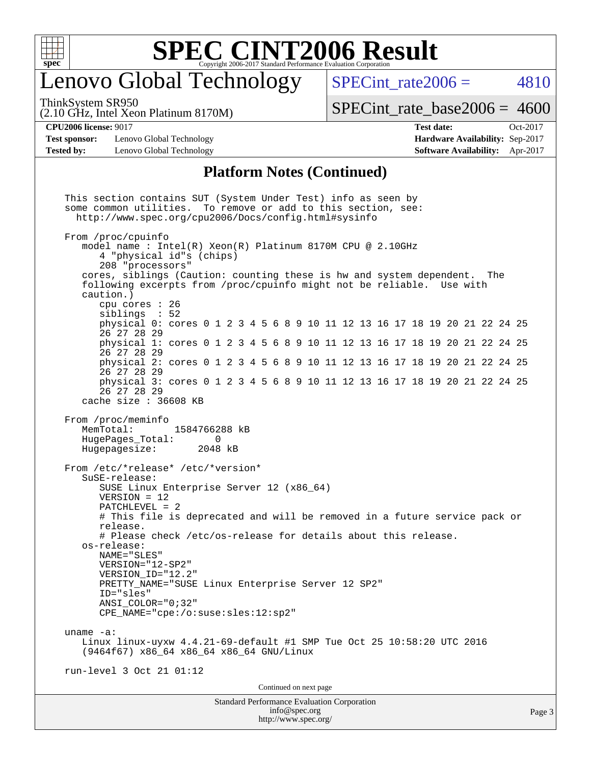## Platform Notes (Continued)

```
This section contains SUT (System Under Test) info as seen by
some common utilities.  To remove or add to this section, see:
  http://www.spec.org/cpu2006/Docs/config.html#sysinfo

From /proc/cpuinfo
   model name : Intel(R) Xeon(R) Platinum 8170M CPU @ 2.10GHz
      4 "physical id"s (chips)
      208 "processors"
   cores, siblings (Caution: counting these is hw and system dependent.  The
   following excerpts from /proc/cpuinfo might not be reliable.  Use with
   caution.)
      cpu cores : 26
      siblings  : 52
      physical 0: cores 0 1 2 3 4 5 6 8 9 10 11 12 13 16 17 18 19 20 21 22 24 25
      26 27 28 29
      physical 1: cores 0 1 2 3 4 5 6 8 9 10 11 12 13 16 17 18 19 20 21 22 24 25
      26 27 28 29
      physical 2: cores 0 1 2 3 4 5 6 8 9 10 11 12 13 16 17 18 19 20 21 22 24 25
      26 27 28 29
      physical 3: cores 0 1 2 3 4 5 6 8 9 10 11 12 13 16 17 18 19 20 21 22 24 25
      26 27 28 29
   cache size : 36608 KB

From /proc/meminfo
   MemTotal:       1584766288 kB
   HugePages_Total:       0
   Hugepagesize:       2048 kB

From /etc/*release* /etc/*version*
   SuSE-release:
      SUSE Linux Enterprise Server 12 (x86_64)
      VERSION = 12
      PATCHLEVEL = 2
      # This file is deprecated and will be removed in a future service pack or
      release.
      # Please check /etc/os-release for details about this release.
   os-release:
      NAME="SLES"
      VERSION="12-SP2"
      VERSION_ID="12.2"
      PRETTY_NAME="SUSE Linux Enterprise Server 12 SP2"
      ID="sles"
      ANSI_COLOR="0;32"
      CPE_NAME="cpe:/o:suse:sles:12:sp2"

uname -a:
   Linux linux-uyxw 4.4.21-69-default #1 SMP Tue Oct 25 10:58:20 UTC 2016
   (9464f67) x86_64 x86_64 x86_64 GNU/Linux

run-level 3 Oct 21 01:12
```

Continued on next page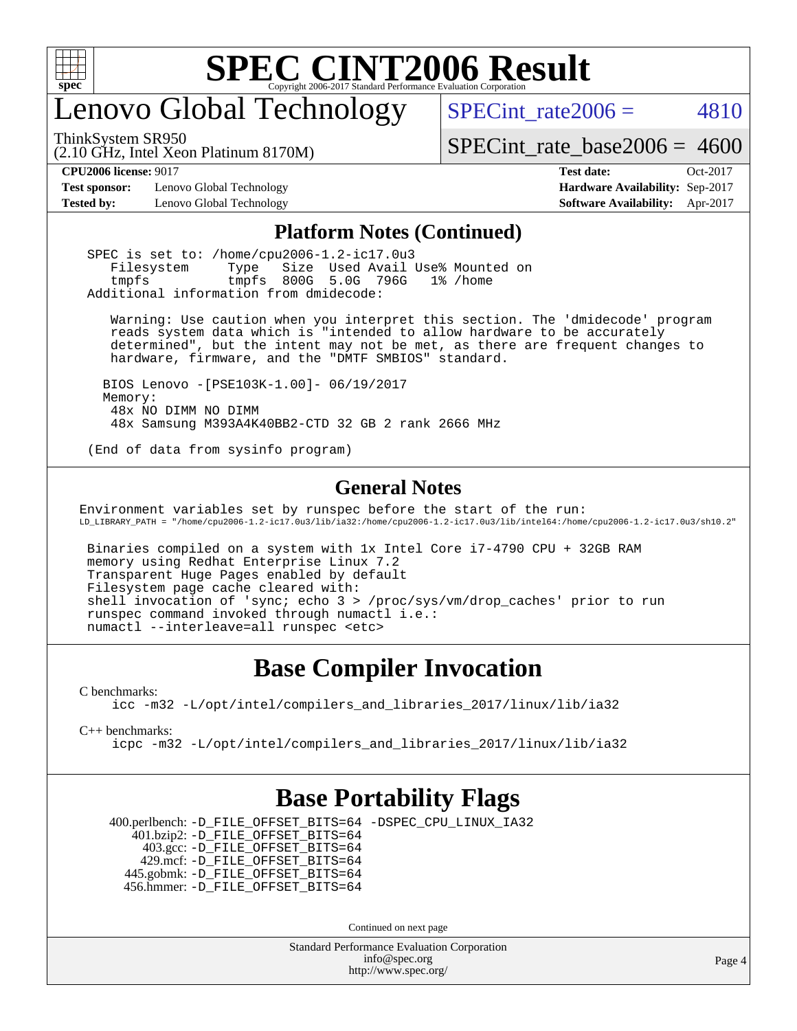# SPEC CINT2006 Result

Copyright 2006-2017 Standard Performance Evaluation Corporation

## Lenovo Global Technology

ThinkSystem SR950
(2.10 GHz, Intel Xeon Platinum 8170M)

SPECint_rate2006 = 4810

SPECint_rate_base2006 = 4600

**CPU2006 license:** 9017
**Test sponsor:** Lenovo Global Technology
**Tested by:** Lenovo Global Technology

**Test date:** Oct-2017
**Hardware Availability:** Sep-2017
**Software Availability:** Apr-2017

### Platform Notes (Continued)

```
 SPEC is set to: /home/cpu2006-1.2-ic17.0u3
    Filesystem     Type   Size  Used Avail Use% Mounted on
    tmpfs          tmpfs  800G  5.0G  796G   1% /home
 Additional information from dmidecode:

    Warning: Use caution when you interpret this section. The 'dmidecode' program
    reads system data which is "intended to allow hardware to be accurately
    determined", but the intent may not be met, as there are frequent changes to
    hardware, firmware, and the "DMTF SMBIOS" standard.

   BIOS Lenovo -[PSE103K-1.00]- 06/19/2017
   Memory:
    48x NO DIMM NO DIMM
    48x Samsung M393A4K40BB2-CTD 32 GB 2 rank 2666 MHz

 (End of data from sysinfo program)
```

### General Notes

```
Environment variables set by runspec before the start of the run:
LD_LIBRARY_PATH = "/home/cpu2006-1.2-ic17.0u3/lib/ia32:/home/cpu2006-1.2-ic17.0u3/lib/intel64:/home/cpu2006-1.2-ic17.0u3/sh10.2"

 Binaries compiled on a system with 1x Intel Core i7-4790 CPU + 32GB RAM
 memory using Redhat Enterprise Linux 7.2
 Transparent Huge Pages enabled by default
 Filesystem page cache cleared with:
 shell invocation of 'sync; echo 3 > /proc/sys/vm/drop_caches' prior to run
 runspec command invoked through numactl i.e.:
 numactl --interleave=all runspec <etc>
```

## Base Compiler Invocation

C benchmarks:
icc -m32 -L/opt/intel/compilers_and_libraries_2017/linux/lib/ia32

C++ benchmarks:
icpc -m32 -L/opt/intel/compilers_and_libraries_2017/linux/lib/ia32

## Base Portability Flags

400.perlbench: -D_FILE_OFFSET_BITS=64 -DSPEC_CPU_LINUX_IA32
401.bzip2: -D_FILE_OFFSET_BITS=64
403.gcc: -D_FILE_OFFSET_BITS=64
429.mcf: -D_FILE_OFFSET_BITS=64
445.gobmk: -D_FILE_OFFSET_BITS=64
456.hmmer: -D_FILE_OFFSET_BITS=64

Continued on next page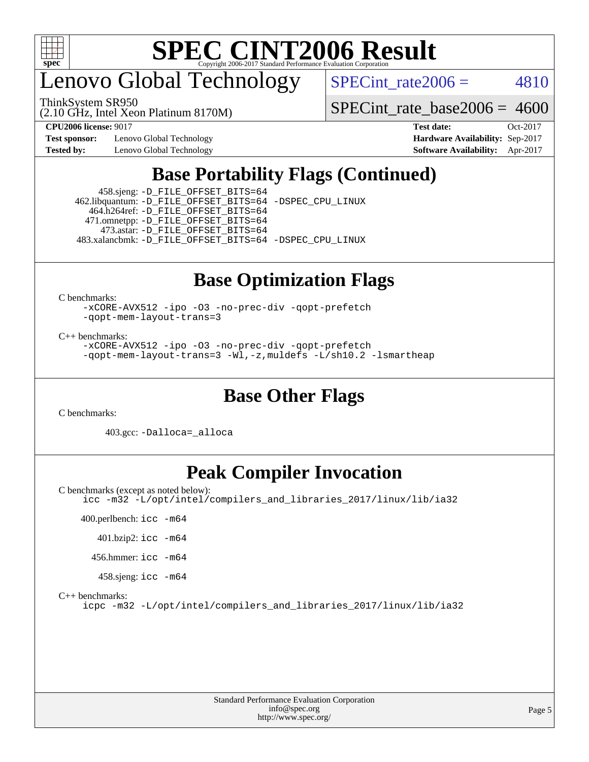# Lenovo Global Technology

ThinkSystem SR950
(2.10 GHz, Intel Xeon Platinum 8170M)

SPECint_rate2006 = 4810

SPECint_rate_base2006 = 4600

| | | | |
|---|---|---|---|
| **CPU2006 license:** 9017 | | **Test date:** | Oct-2017 |
| **Test sponsor:** | Lenovo Global Technology | **Hardware Availability:** | Sep-2017 |
| **Tested by:** | Lenovo Global Technology | **Software Availability:** | Apr-2017 |

## Base Portability Flags (Continued)

458.sjeng: -D_FILE_OFFSET_BITS=64
462.libquantum: -D_FILE_OFFSET_BITS=64 -DSPEC_CPU_LINUX
464.h264ref: -D_FILE_OFFSET_BITS=64
471.omnetpp: -D_FILE_OFFSET_BITS=64
473.astar: -D_FILE_OFFSET_BITS=64
483.xalancbmk: -D_FILE_OFFSET_BITS=64 -DSPEC_CPU_LINUX

## Base Optimization Flags

C benchmarks:

-xCORE-AVX512 -ipo -O3 -no-prec-div -qopt-prefetch
-qopt-mem-layout-trans=3

C++ benchmarks:

-xCORE-AVX512 -ipo -O3 -no-prec-div -qopt-prefetch
-qopt-mem-layout-trans=3 -Wl,-z,muldefs -L/sh10.2 -lsmartheap

## Base Other Flags

C benchmarks:

403.gcc: -Dalloca=_alloca

## Peak Compiler Invocation

C benchmarks (except as noted below):

icc -m32 -L/opt/intel/compilers_and_libraries_2017/linux/lib/ia32

400.perlbench: icc -m64

401.bzip2: icc -m64

456.hmmer: icc -m64

458.sjeng: icc -m64

C++ benchmarks:

icpc -m32 -L/opt/intel/compilers_and_libraries_2017/linux/lib/ia32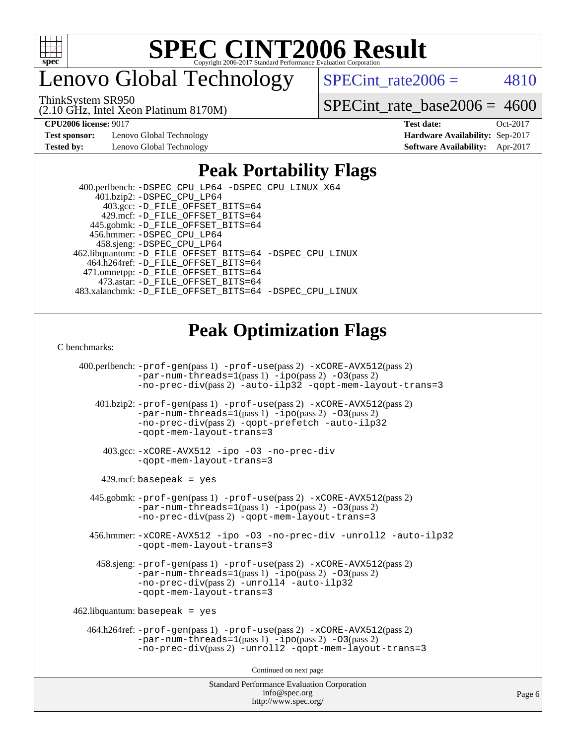# SPEC CINT2006 Result

Copyright 2006-2017 Standard Performance Evaluation Corporation

## Lenovo Global Technology

ThinkSystem SR950
(2.10 GHz, Intel Xeon Platinum 8170M)

SPECint_rate2006 = 4810

SPECint_rate_base2006 = 4600

| | | | |
|---|---|---|---|
| **CPU2006 license:** 9017 | | **Test date:** | Oct-2017 |
| **Test sponsor:** | Lenovo Global Technology | **Hardware Availability:** | Sep-2017 |
| **Tested by:** | Lenovo Global Technology | **Software Availability:** | Apr-2017 |

## Peak Portability Flags

400.perlbench: -DSPEC_CPU_LP64 -DSPEC_CPU_LINUX_X64
401.bzip2: -DSPEC_CPU_LP64
403.gcc: -D_FILE_OFFSET_BITS=64
429.mcf: -D_FILE_OFFSET_BITS=64
445.gobmk: -D_FILE_OFFSET_BITS=64
456.hmmer: -DSPEC_CPU_LP64
458.sjeng: -DSPEC_CPU_LP64
462.libquantum: -D_FILE_OFFSET_BITS=64 -DSPEC_CPU_LINUX
464.h264ref: -D_FILE_OFFSET_BITS=64
471.omnetpp: -D_FILE_OFFSET_BITS=64
473.astar: -D_FILE_OFFSET_BITS=64
483.xalancbmk: -D_FILE_OFFSET_BITS=64 -DSPEC_CPU_LINUX

## Peak Optimization Flags

C benchmarks:

400.perlbench: -prof-gen(pass 1) -prof-use(pass 2) -xCORE-AVX512(pass 2) -par-num-threads=1(pass 1) -ipo(pass 2) -O3(pass 2) -no-prec-div(pass 2) -auto-ilp32 -qopt-mem-layout-trans=3

401.bzip2: -prof-gen(pass 1) -prof-use(pass 2) -xCORE-AVX512(pass 2) -par-num-threads=1(pass 1) -ipo(pass 2) -O3(pass 2) -no-prec-div(pass 2) -qopt-prefetch -auto-ilp32 -qopt-mem-layout-trans=3

403.gcc: -xCORE-AVX512 -ipo -O3 -no-prec-div -qopt-mem-layout-trans=3

429.mcf: basepeak = yes

445.gobmk: -prof-gen(pass 1) -prof-use(pass 2) -xCORE-AVX512(pass 2) -par-num-threads=1(pass 1) -ipo(pass 2) -O3(pass 2) -no-prec-div(pass 2) -qopt-mem-layout-trans=3

456.hmmer: -xCORE-AVX512 -ipo -O3 -no-prec-div -unroll2 -auto-ilp32 -qopt-mem-layout-trans=3

458.sjeng: -prof-gen(pass 1) -prof-use(pass 2) -xCORE-AVX512(pass 2) -par-num-threads=1(pass 1) -ipo(pass 2) -O3(pass 2) -no-prec-div(pass 2) -unroll4 -auto-ilp32 -qopt-mem-layout-trans=3

462.libquantum: basepeak = yes

464.h264ref: -prof-gen(pass 1) -prof-use(pass 2) -xCORE-AVX512(pass 2) -par-num-threads=1(pass 1) -ipo(pass 2) -O3(pass 2) -no-prec-div(pass 2) -unroll2 -qopt-mem-layout-trans=3

Continued on next page

Standard Performance Evaluation Corporation
info@spec.org
http://www.spec.org/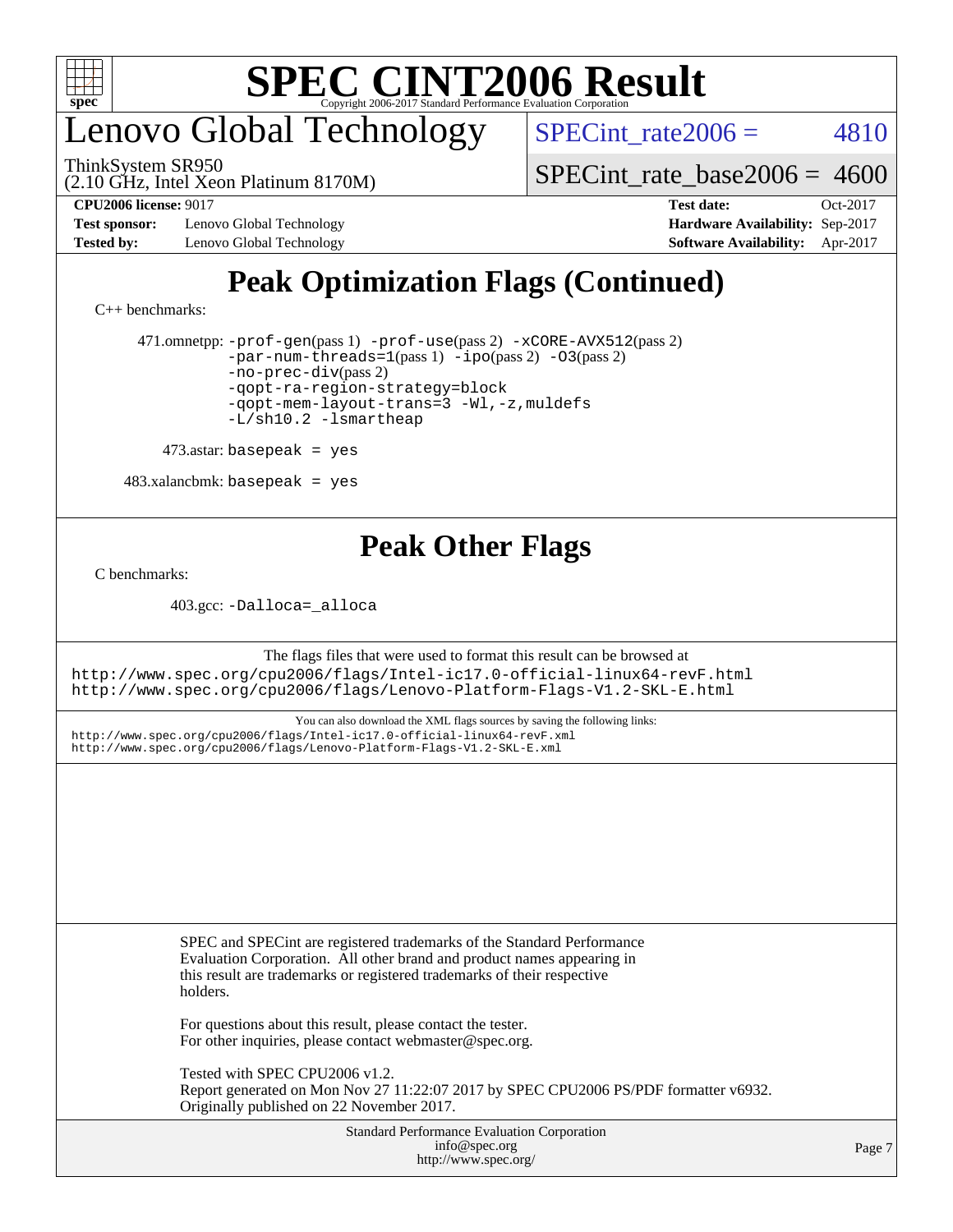# SPEC CINT2006 Result

Copyright 2006-2017 Standard Performance Evaluation Corporation

## Lenovo Global Technology

ThinkSystem SR950
(2.10 GHz, Intel Xeon Platinum 8170M)

SPECint_rate2006 = 4810

SPECint_rate_base2006 = 4600

**CPU2006 license:** 9017
**Test sponsor:** Lenovo Global Technology
**Tested by:** Lenovo Global Technology

**Test date:** Oct-2017
**Hardware Availability:** Sep-2017
**Software Availability:** Apr-2017

## Peak Optimization Flags (Continued)

C++ benchmarks:

471.omnetpp: -prof-gen(pass 1) -prof-use(pass 2) -xCORE-AVX512(pass 2) -par-num-threads=1(pass 1) -ipo(pass 2) -O3(pass 2) -no-prec-div(pass 2) -qopt-ra-region-strategy=block -qopt-mem-layout-trans=3 -Wl,-z,muldefs -L/sh10.2 -lsmartheap

473.astar: basepeak = yes

483.xalancbmk: basepeak = yes

## Peak Other Flags

C benchmarks:

403.gcc: -Dalloca=_alloca

The flags files that were used to format this result can be browsed at
http://www.spec.org/cpu2006/flags/Intel-ic17.0-official-linux64-revF.html
http://www.spec.org/cpu2006/flags/Lenovo-Platform-Flags-V1.2-SKL-E.html

You can also download the XML flags sources by saving the following links:
http://www.spec.org/cpu2006/flags/Intel-ic17.0-official-linux64-revF.xml
http://www.spec.org/cpu2006/flags/Lenovo-Platform-Flags-V1.2-SKL-E.xml

SPEC and SPECint are registered trademarks of the Standard Performance Evaluation Corporation. All other brand and product names appearing in this result are trademarks or registered trademarks of their respective holders.

For questions about this result, please contact the tester.
For other inquiries, please contact webmaster@spec.org.

Tested with SPEC CPU2006 v1.2.
Report generated on Mon Nov 27 11:22:07 2017 by SPEC CPU2006 PS/PDF formatter v6932.
Originally published on 22 November 2017.

Standard Performance Evaluation Corporation
info@spec.org
http://www.spec.org/